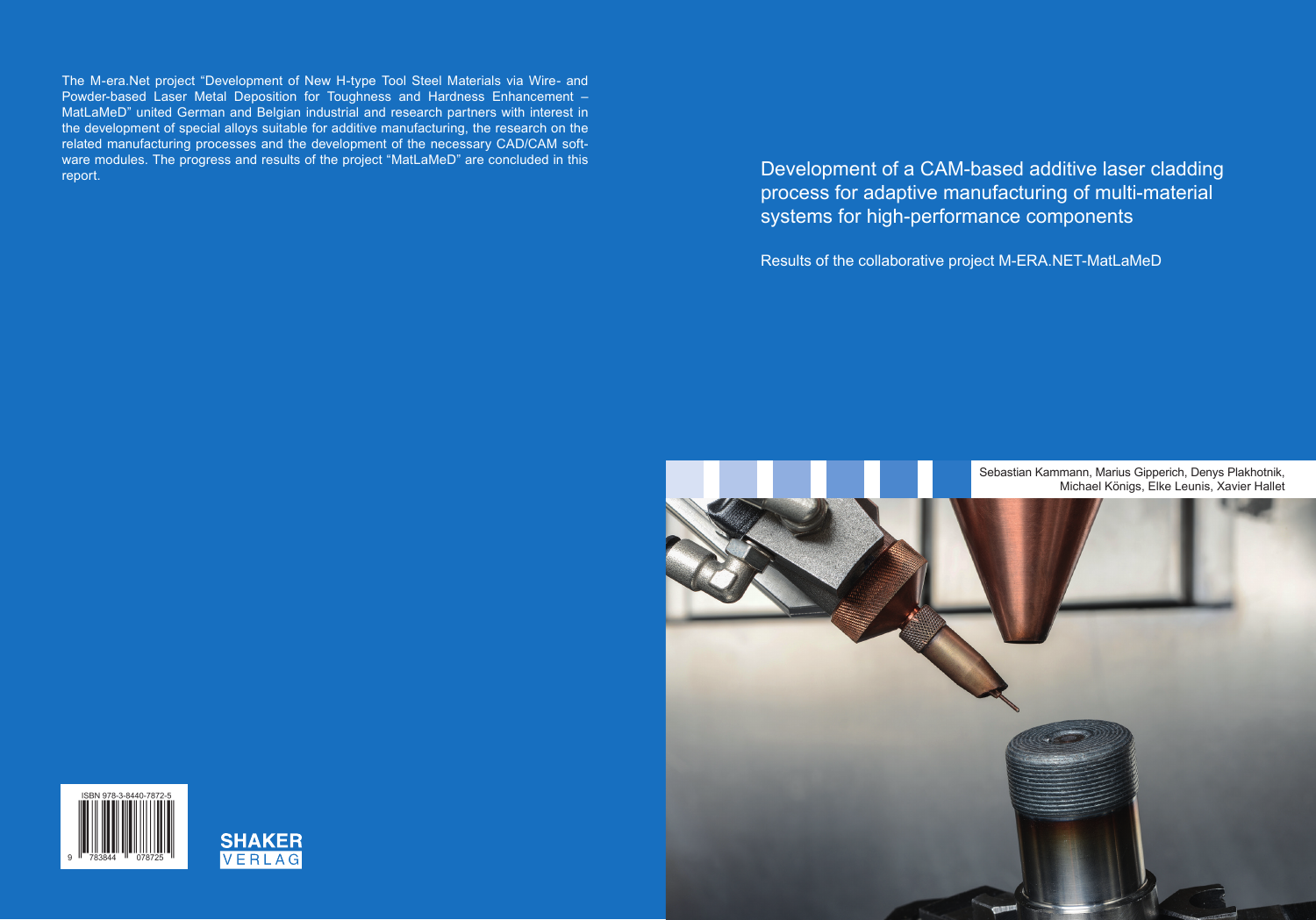The M-era.Net project "Development of New H-type Tool Steel Materials via Wire- and Powder-based Laser Metal Deposition for Toughness and Hardness Enhancement – MatLaMeD" united German and Belgian industrial and research partners with interest in the development of special alloys suitable for additive manufacturing, the research on the related manufacturing processes and the development of the necessary CAD/CAM software modules. The progress and results of the project "MatLaMeD" are concluded in this report.

ISBN 978-3-8440-7872-5

SHAKER VERLAG

# Development of a CAM-based additive laser cladding process for adaptive manufacturing of multi-material systems for high-performance components

Results of the collaborative project M-ERA.NET-MatLaMeD

Sebastian Kammann, Marius Gipperich, Denys Plakhotnik, Michael Königs, Elke Leunis, Xavier Hallet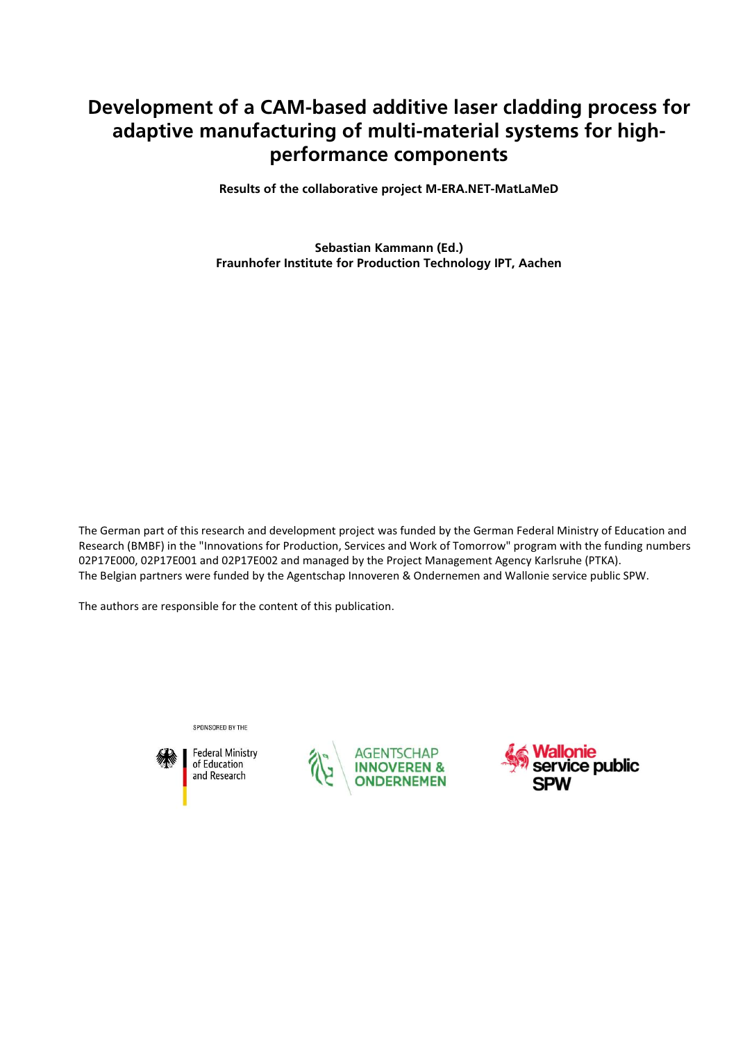# Development of a CAM-based additive laser cladding process for adaptive manufacturing of multi-material systems for high-performance components

**Results of the collaborative project M-ERA.NET-MatLaMeD**

**Sebastian Kammann (Ed.)**
**Fraunhofer Institute for Production Technology IPT, Aachen**

The German part of this research and development project was funded by the German Federal Ministry of Education and Research (BMBF) in the "Innovations for Production, Services and Work of Tomorrow" program with the funding numbers 02P17E000, 02P17E001 and 02P17E002 and managed by the Project Management Agency Karlsruhe (PTKA).
The Belgian partners were funded by the Agentschap Innoveren & Ondernemen and Wallonie service public SPW.

The authors are responsible for the content of this publication.

SPONSORED BY THE

Federal Ministry of Education and Research

AGENTSCHAP INNOVEREN & ONDERNEMEN

Wallonie service public SPW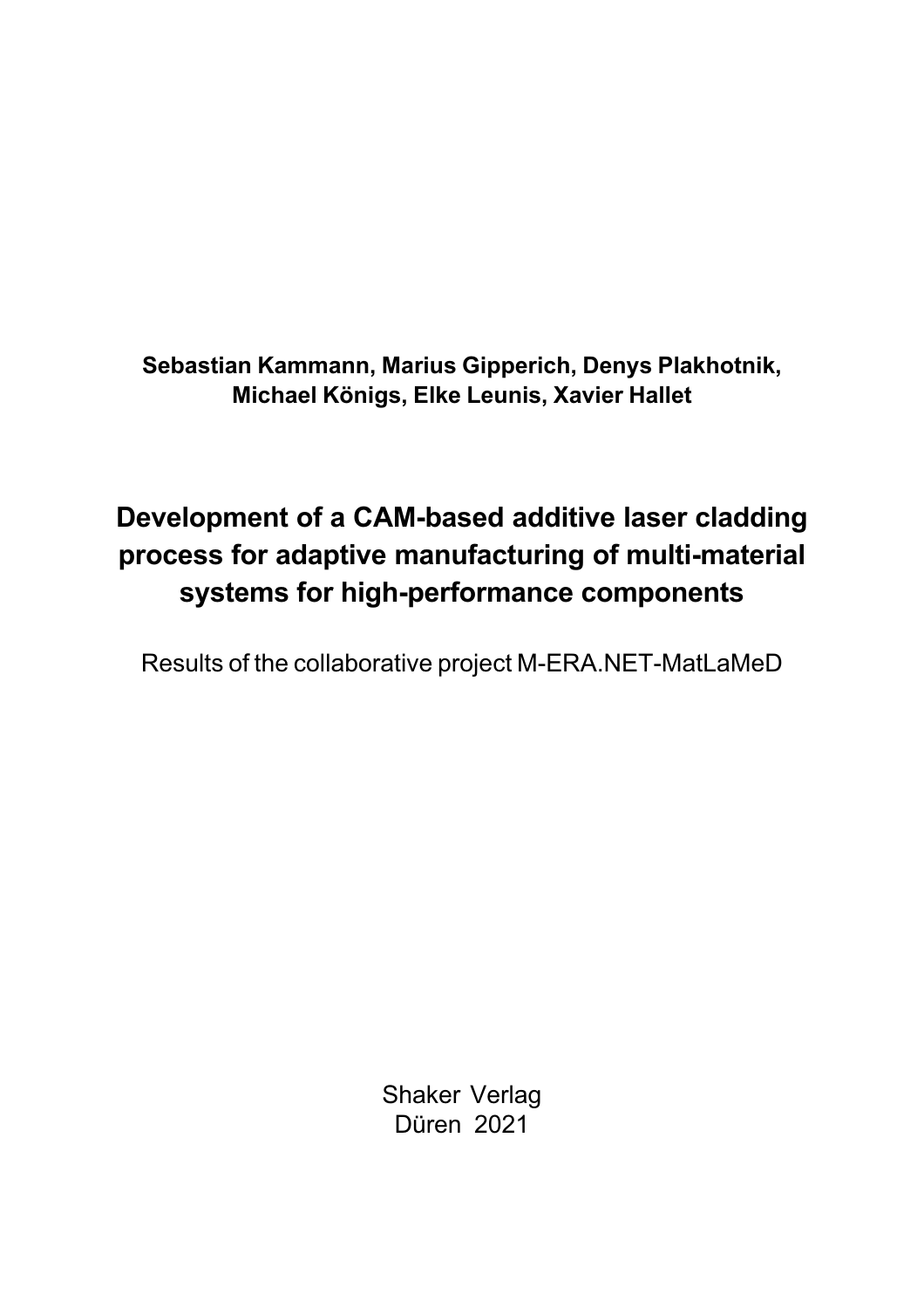**Sebastian Kammann, Marius Gipperich, Denys Plakhotnik, Michael Königs, Elke Leunis, Xavier Hallet**

# Development of a CAM-based additive laser cladding process for adaptive manufacturing of multi-material systems for high-performance components

Results of the collaborative project M-ERA.NET-MatLaMeD

Shaker Verlag
Düren 2021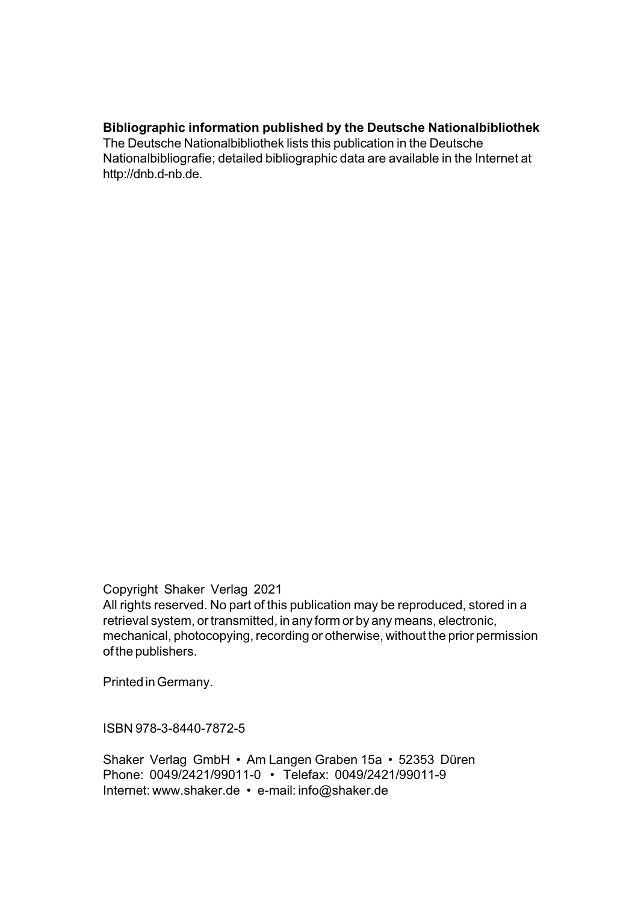**Bibliographic information published by the Deutsche Nationalbibliothek**
The Deutsche Nationalbibliothek lists this publication in the Deutsche Nationalbibliografie; detailed bibliographic data are available in the Internet at http://dnb.d-nb.de.

Copyright Shaker Verlag 2021
All rights reserved. No part of this publication may be reproduced, stored in a retrieval system, or transmitted, in any form or by any means, electronic, mechanical, photocopying, recording or otherwise, without the prior permission of the publishers.

Printed in Germany.

ISBN 978-3-8440-7872-5

Shaker Verlag GmbH • Am Langen Graben 15a • 52353 Düren
Phone: 0049/2421/99011-0 • Telefax: 0049/2421/99011-9
Internet: www.shaker.de • e-mail: info@shaker.de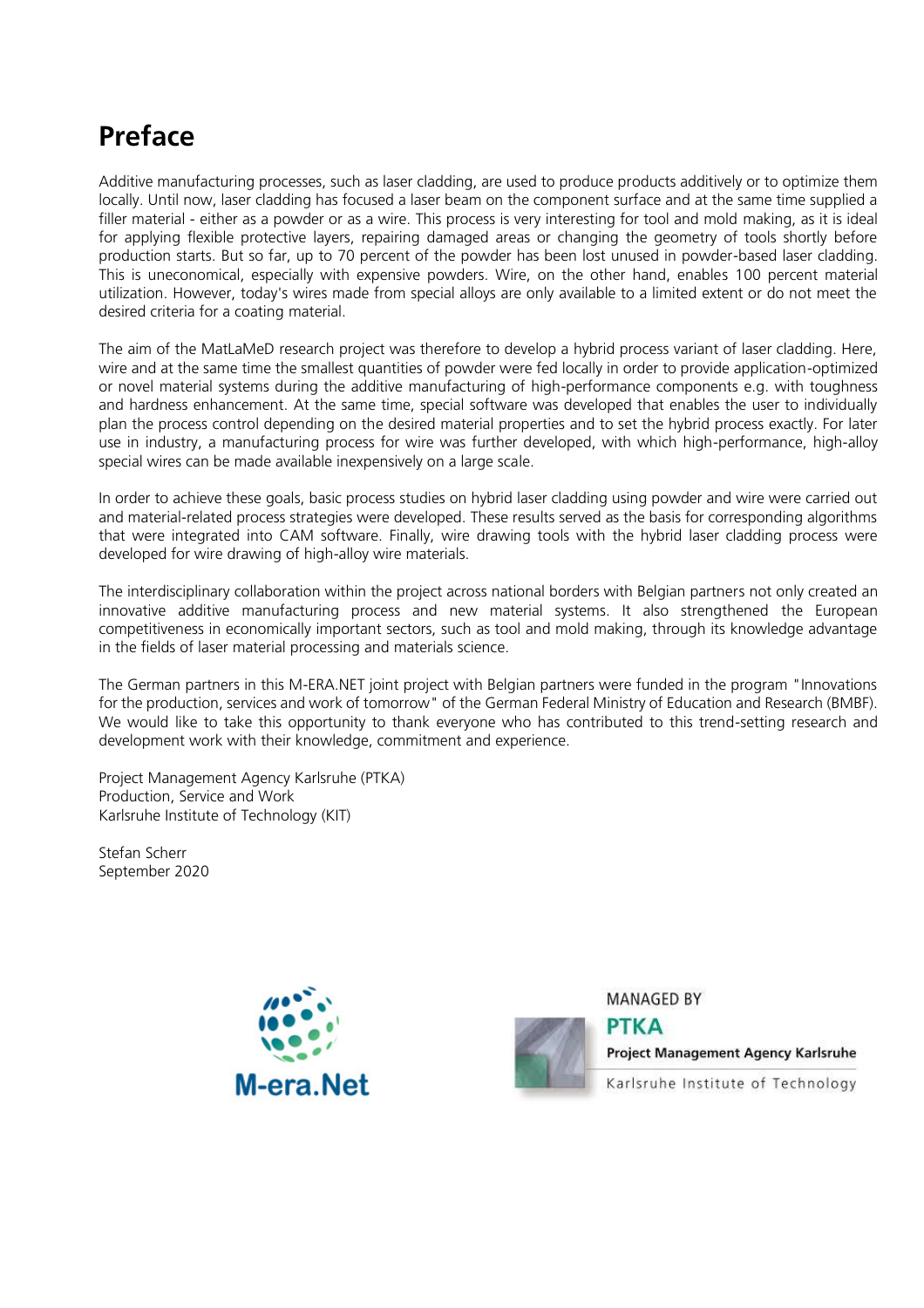# Preface

Additive manufacturing processes, such as laser cladding, are used to produce products additively or to optimize them locally. Until now, laser cladding has focused a laser beam on the component surface and at the same time supplied a filler material - either as a powder or as a wire. This process is very interesting for tool and mold making, as it is ideal for applying flexible protective layers, repairing damaged areas or changing the geometry of tools shortly before production starts. But so far, up to 70 percent of the powder has been lost unused in powder-based laser cladding. This is uneconomical, especially with expensive powders. Wire, on the other hand, enables 100 percent material utilization. However, today's wires made from special alloys are only available to a limited extent or do not meet the desired criteria for a coating material.

The aim of the MatLaMeD research project was therefore to develop a hybrid process variant of laser cladding. Here, wire and at the same time the smallest quantities of powder were fed locally in order to provide application-optimized or novel material systems during the additive manufacturing of high-performance components e.g. with toughness and hardness enhancement. At the same time, special software was developed that enables the user to individually plan the process control depending on the desired material properties and to set the hybrid process exactly. For later use in industry, a manufacturing process for wire was further developed, with which high-performance, high-alloy special wires can be made available inexpensively on a large scale.

In order to achieve these goals, basic process studies on hybrid laser cladding using powder and wire were carried out and material-related process strategies were developed. These results served as the basis for corresponding algorithms that were integrated into CAM software. Finally, wire drawing tools with the hybrid laser cladding process were developed for wire drawing of high-alloy wire materials.

The interdisciplinary collaboration within the project across national borders with Belgian partners not only created an innovative additive manufacturing process and new material systems. It also strengthened the European competitiveness in economically important sectors, such as tool and mold making, through its knowledge advantage in the fields of laser material processing and materials science.

The German partners in this M-ERA.NET joint project with Belgian partners were funded in the program "Innovations for the production, services and work of tomorrow" of the German Federal Ministry of Education and Research (BMBF). We would like to take this opportunity to thank everyone who has contributed to this trend-setting research and development work with their knowledge, commitment and experience.

Project Management Agency Karlsruhe (PTKA)
Production, Service and Work
Karlsruhe Institute of Technology (KIT)

Stefan Scherr
September 2020

M-era.Net

MANAGED BY
PTKA
Project Management Agency Karlsruhe
Karlsruhe Institute of Technology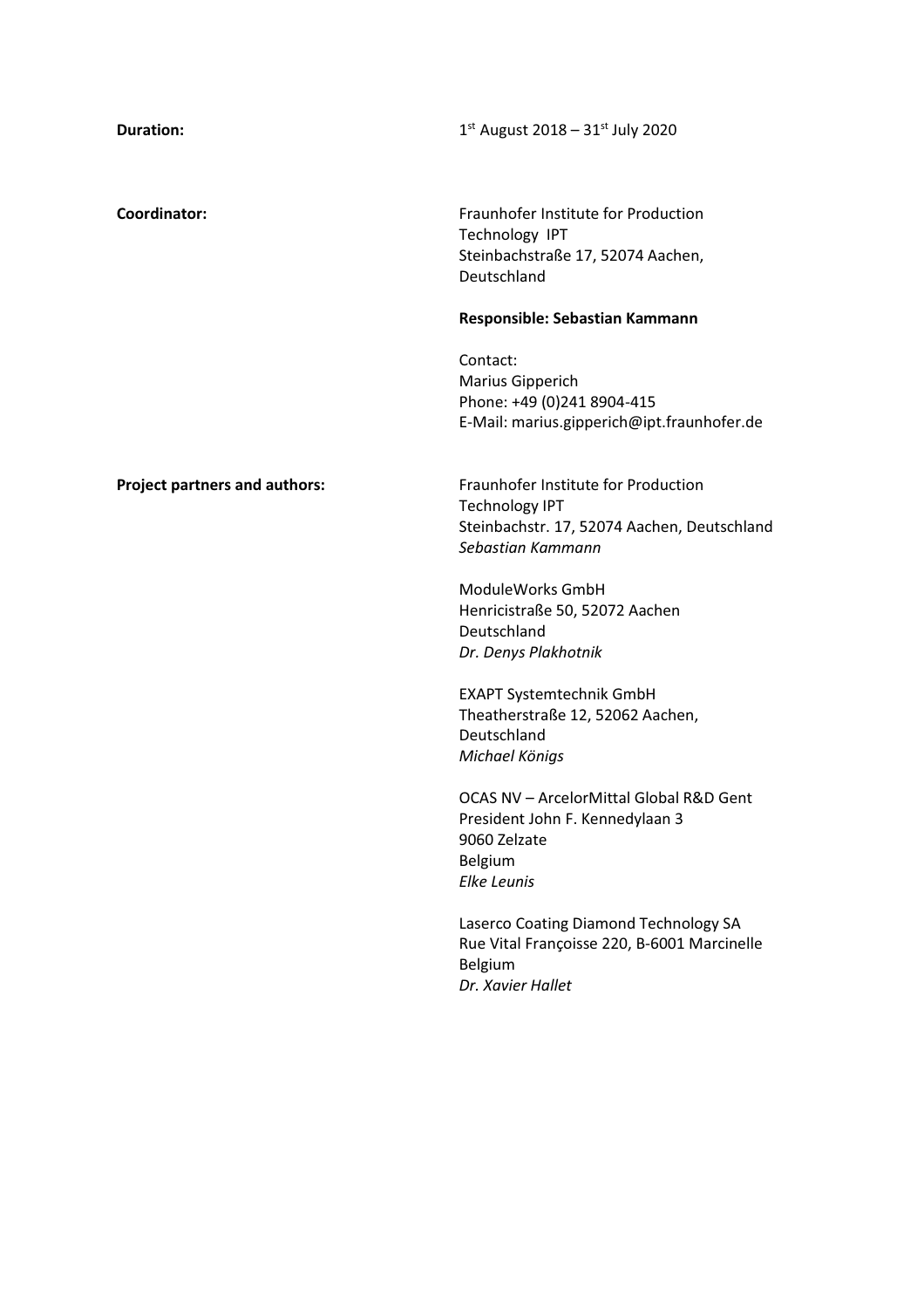**Duration:** 1st August 2018 – 31st July 2020

**Coordinator:**

Fraunhofer Institute for Production Technology IPT
Steinbachstraße 17, 52074 Aachen, Deutschland

**Responsible: Sebastian Kammann**

Contact:
Marius Gipperich
Phone: +49 (0)241 8904-415
E-Mail: marius.gipperich@ipt.fraunhofer.de

**Project partners and authors:**

Fraunhofer Institute for Production Technology IPT
Steinbachstr. 17, 52074 Aachen, Deutschland
*Sebastian Kammann*

ModuleWorks GmbH
Henricistraße 50, 52072 Aachen
Deutschland
*Dr. Denys Plakhotnik*

EXAPT Systemtechnik GmbH
Theatherstraße 12, 52062 Aachen,
Deutschland
*Michael Königs*

OCAS NV – ArcelorMittal Global R&D Gent
President John F. Kennedylaan 3
9060 Zelzate
Belgium
*Elke Leunis*

Laserco Coating Diamond Technology SA
Rue Vital Françoisse 220, B-6001 Marcinelle
Belgium
*Dr. Xavier Hallet*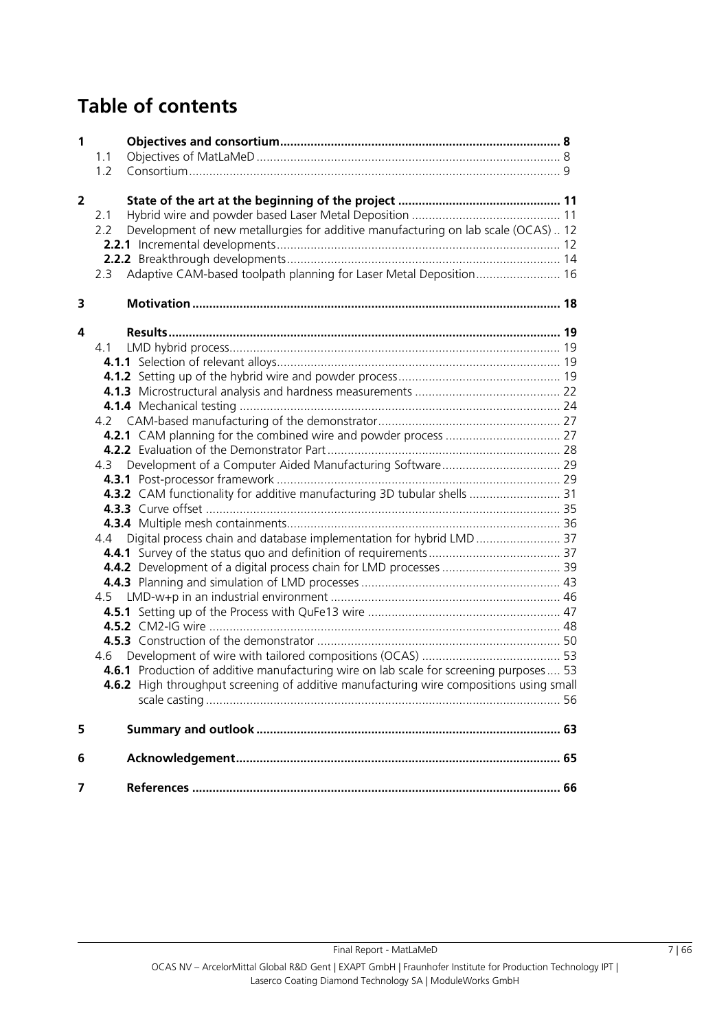# Table of contents

**1 Objectives and consortium** ..... **8**

1.1 Objectives of MatLaMeD ..... 8

1.2 Consortium ..... 9

**2 State of the art at the beginning of the project** ..... **11**

2.1 Hybrid wire and powder based Laser Metal Deposition ..... 11

2.2 Development of new metallurgies for additive manufacturing on lab scale (OCAS) .. 12

**2.2.1** Incremental developments ..... 12

**2.2.2** Breakthrough developments ..... 14

2.3 Adaptive CAM-based toolpath planning for Laser Metal Deposition ..... 16

**3 Motivation** ..... **18**

**4 Results** ..... **19**

4.1 LMD hybrid process ..... 19

**4.1.1** Selection of relevant alloys ..... 19

**4.1.2** Setting up of the hybrid wire and powder process ..... 19

**4.1.3** Microstructural analysis and hardness measurements ..... 22

**4.1.4** Mechanical testing ..... 24

4.2 CAM-based manufacturing of the demonstrator ..... 27

**4.2.1** CAM planning for the combined wire and powder process ..... 27

**4.2.2** Evaluation of the Demonstrator Part ..... 28

4.3 Development of a Computer Aided Manufacturing Software ..... 29

**4.3.1** Post-processor framework ..... 29

**4.3.2** CAM functionality for additive manufacturing 3D tubular shells ..... 31

**4.3.3** Curve offset ..... 35

**4.3.4** Multiple mesh containments ..... 36

4.4 Digital process chain and database implementation for hybrid LMD ..... 37

**4.4.1** Survey of the status quo and definition of requirements ..... 37

**4.4.2** Development of a digital process chain for LMD processes ..... 39

**4.4.3** Planning and simulation of LMD processes ..... 43

4.5 LMD-w+p in an industrial environment ..... 46

**4.5.1** Setting up of the Process with QuFe13 wire ..... 47

**4.5.2** CM2-IG wire ..... 48

**4.5.3** Construction of the demonstrator ..... 50

4.6 Development of wire with tailored compositions (OCAS) ..... 53

**4.6.1** Production of additive manufacturing wire on lab scale for screening purposes .... 53

**4.6.2** High throughput screening of additive manufacturing wire compositions using small scale casting ..... 56

**5 Summary and outlook** ..... **63**

**6 Acknowledgement** ..... **65**

**7 References** ..... **66**